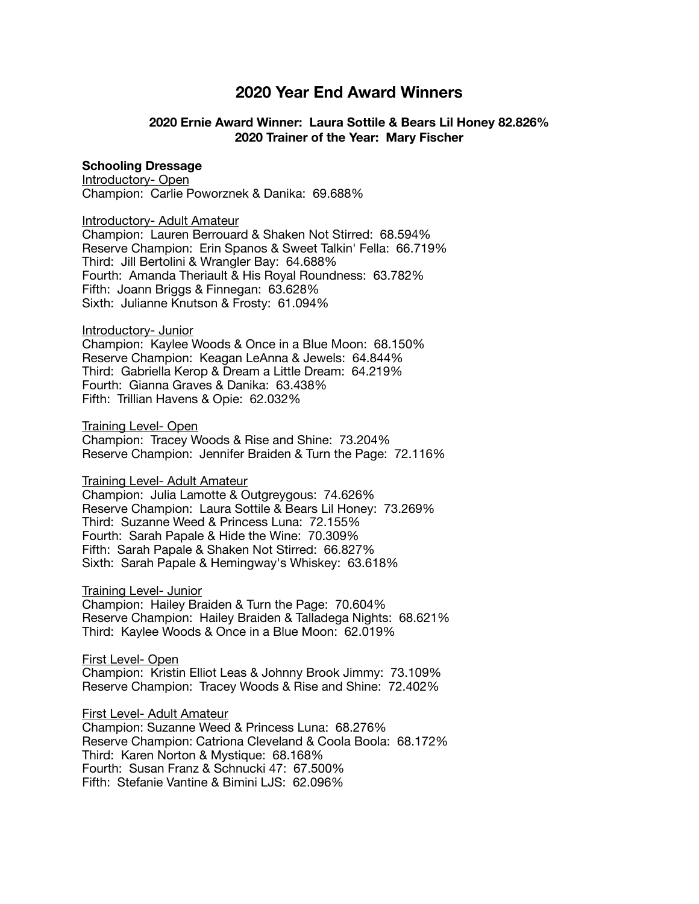# 2020 Year End Award Winners

**2020 Ernie Award Winner: Laura Sottile & Bears Lil Honey 82.826%**
**2020 Trainer of the Year: Mary Fischer**

**Schooling Dressage**

Introductory- Open
Champion: Carlie Poworznek & Danika: 69.688%

Introductory- Adult Amateur
Champion: Lauren Berrouard & Shaken Not Stirred: 68.594%
Reserve Champion: Erin Spanos & Sweet Talkin' Fella: 66.719%
Third: Jill Bertolini & Wrangler Bay: 64.688%
Fourth: Amanda Theriault & His Royal Roundness: 63.782%
Fifth: Joann Briggs & Finnegan: 63.628%
Sixth: Julianne Knutson & Frosty: 61.094%

Introductory- Junior
Champion: Kaylee Woods & Once in a Blue Moon: 68.150%
Reserve Champion: Keagan LeAnna & Jewels: 64.844%
Third: Gabriella Kerop & Dream a Little Dream: 64.219%
Fourth: Gianna Graves & Danika: 63.438%
Fifth: Trillian Havens & Opie: 62.032%

Training Level- Open
Champion: Tracey Woods & Rise and Shine: 73.204%
Reserve Champion: Jennifer Braiden & Turn the Page: 72.116%

Training Level- Adult Amateur
Champion: Julia Lamotte & Outgreygous: 74.626%
Reserve Champion: Laura Sottile & Bears Lil Honey: 73.269%
Third: Suzanne Weed & Princess Luna: 72.155%
Fourth: Sarah Papale & Hide the Wine: 70.309%
Fifth: Sarah Papale & Shaken Not Stirred: 66.827%
Sixth: Sarah Papale & Hemingway's Whiskey: 63.618%

Training Level- Junior
Champion: Hailey Braiden & Turn the Page: 70.604%
Reserve Champion: Hailey Braiden & Talladega Nights: 68.621%
Third: Kaylee Woods & Once in a Blue Moon: 62.019%

First Level- Open
Champion: Kristin Elliot Leas & Johnny Brook Jimmy: 73.109%
Reserve Champion: Tracey Woods & Rise and Shine: 72.402%

First Level- Adult Amateur
Champion: Suzanne Weed & Princess Luna: 68.276%
Reserve Champion: Catriona Cleveland & Coola Boola: 68.172%
Third: Karen Norton & Mystique: 68.168%
Fourth: Susan Franz & Schnucki 47: 67.500%
Fifth: Stefanie Vantine & Bimini LJS: 62.096%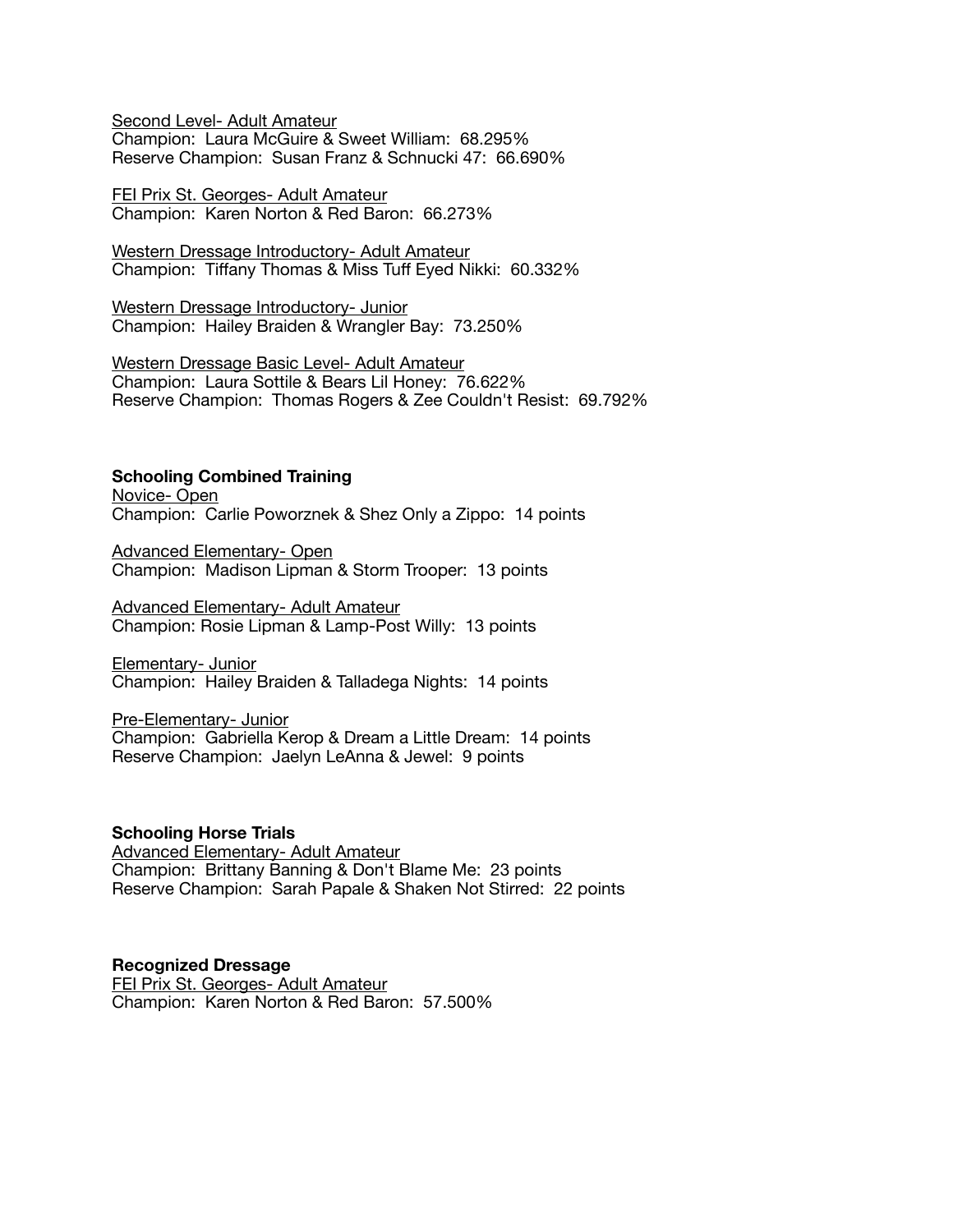Second Level- Adult Amateur
Champion: Laura McGuire & Sweet William: 68.295%
Reserve Champion: Susan Franz & Schnucki 47: 66.690%

FEI Prix St. Georges- Adult Amateur
Champion: Karen Norton & Red Baron: 66.273%

Western Dressage Introductory- Adult Amateur
Champion: Tiffany Thomas & Miss Tuff Eyed Nikki: 60.332%

Western Dressage Introductory- Junior
Champion: Hailey Braiden & Wrangler Bay: 73.250%

Western Dressage Basic Level- Adult Amateur
Champion: Laura Sottile & Bears Lil Honey: 76.622%
Reserve Champion: Thomas Rogers & Zee Couldn't Resist: 69.792%

**Schooling Combined Training**

Novice- Open
Champion: Carlie Poworznek & Shez Only a Zippo: 14 points

Advanced Elementary- Open
Champion: Madison Lipman & Storm Trooper: 13 points

Advanced Elementary- Adult Amateur
Champion: Rosie Lipman & Lamp-Post Willy: 13 points

Elementary- Junior
Champion: Hailey Braiden & Talladega Nights: 14 points

Pre-Elementary- Junior
Champion: Gabriella Kerop & Dream a Little Dream: 14 points
Reserve Champion: Jaelyn LeAnna & Jewel: 9 points

**Schooling Horse Trials**

Advanced Elementary- Adult Amateur
Champion: Brittany Banning & Don't Blame Me: 23 points
Reserve Champion: Sarah Papale & Shaken Not Stirred: 22 points

**Recognized Dressage**

FEI Prix St. Georges- Adult Amateur
Champion: Karen Norton & Red Baron: 57.500%